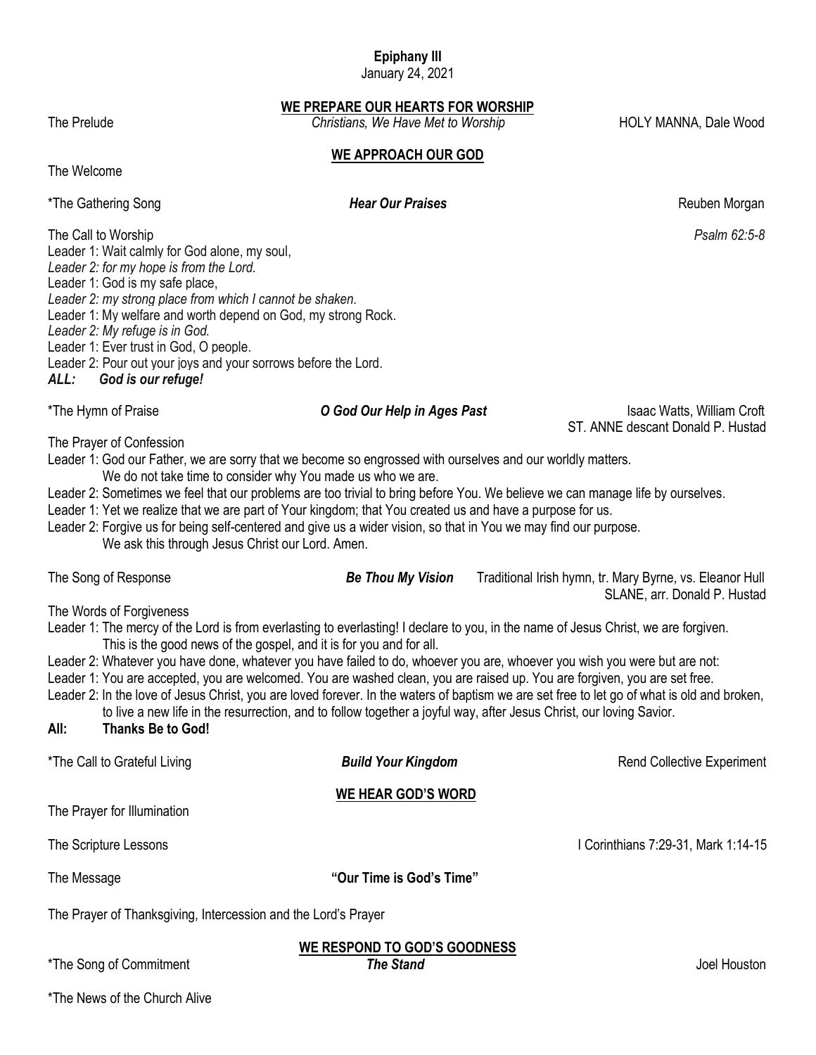# Epiphany III

January 24, 2021

## WE PREPARE OUR HEARTS FOR WORSHIP

The Prelude *Christians, We Have Met to Worship* HOLY MANNA, Dale Wood

## WE APPROACH OUR GOD

The Welcome

*The Gathering Song ***Hear Our Praises*** Reuben Morgan

The Call to Worship *Psalm 62:5-8*

Leader 1: Wait calmly for God alone, my soul,
*Leader 2: for my hope is from the Lord.*
Leader 1: God is my safe place,
*Leader 2: my strong place from which I cannot be shaken.*
Leader 1: My welfare and worth depend on God, my strong Rock.
*Leader 2: My refuge is in God.*
Leader 1: Ever trust in God, O people.
Leader 2: Pour out your joys and your sorrows before the Lord.
***ALL: God is our refuge!***

*The Hymn of Praise ***O God Our Help in Ages Past*** Isaac Watts, William Croft
ST. ANNE descant Donald P. Hustad

The Prayer of Confession

Leader 1: God our Father, we are sorry that we become so engrossed with ourselves and our worldly matters. We do not take time to consider why You made us who we are.
Leader 2: Sometimes we feel that our problems are too trivial to bring before You. We believe we can manage life by ourselves.
Leader 1: Yet we realize that we are part of Your kingdom; that You created us and have a purpose for us.
Leader 2: Forgive us for being self-centered and give us a wider vision, so that in You we may find our purpose. We ask this through Jesus Christ our Lord. Amen.

The Song of Response ***Be Thou My Vision*** Traditional Irish hymn, tr. Mary Byrne, vs. Eleanor Hull
SLANE, arr. Donald P. Hustad

The Words of Forgiveness

Leader 1: The mercy of the Lord is from everlasting to everlasting! I declare to you, in the name of Jesus Christ, we are forgiven. This is the good news of the gospel, and it is for you and for all.
Leader 2: Whatever you have done, whatever you have failed to do, whoever you are, whoever you wish you were but are not:
Leader 1: You are accepted, you are welcomed. You are washed clean, you are raised up. You are forgiven, you are set free.
Leader 2: In the love of Jesus Christ, you are loved forever. In the waters of baptism we are set free to let go of what is old and broken, to live a new life in the resurrection, and to follow together a joyful way, after Jesus Christ, our loving Savior.
**All: Thanks Be to God!**

*The Call to Grateful Living ***Build Your Kingdom*** Rend Collective Experiment

## WE HEAR GOD'S WORD

The Prayer for Illumination

The Scripture Lessons I Corinthians 7:29-31, Mark 1:14-15

The Message **"Our Time is God's Time"**

The Prayer of Thanksgiving, Intercession and the Lord's Prayer

## WE RESPOND TO GOD'S GOODNESS

*The Song of Commitment ***The Stand*** Joel Houston

*The News of the Church Alive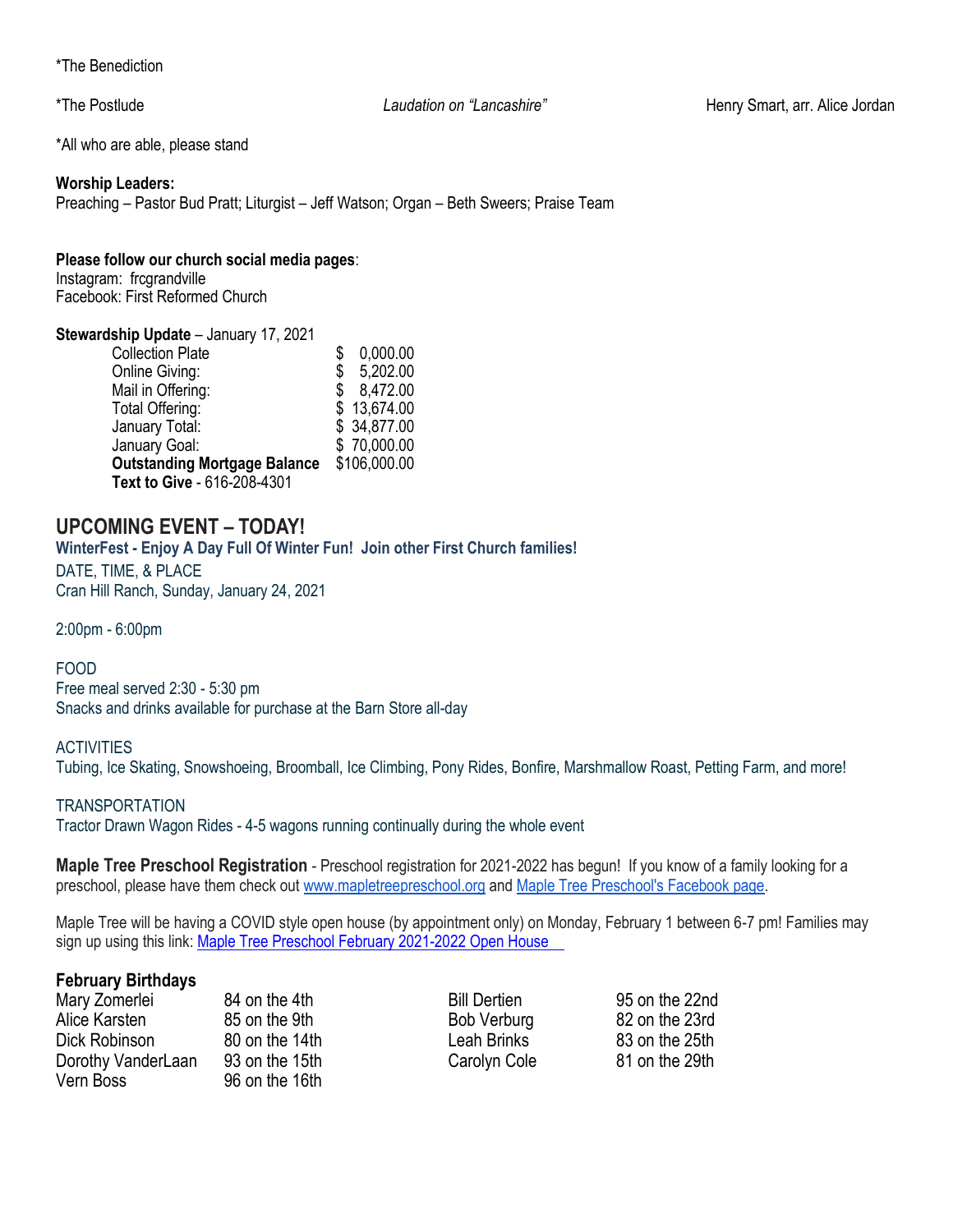*The Benediction

*The Postlude *Laudation on "Lancashire"* Henry Smart, arr. Alice Jordan

*All who are able, please stand

**Worship Leaders:**
Preaching – Pastor Bud Pratt; Liturgist – Jeff Watson; Organ – Beth Sweers; Praise Team

**Please follow our church social media pages**:
Instagram: frcgrandville
Facebook: First Reformed Church

**Stewardship Update** – January 17, 2021

| | |
|---|---|
| Collection Plate | $ 0,000.00 |
| Online Giving: | $ 5,202.00 |
| Mail in Offering: | $ 8,472.00 |
| Total Offering: | $ 13,674.00 |
| January Total: | $ 34,877.00 |
| January Goal: | $ 70,000.00 |
| **Outstanding Mortgage Balance** | $106,000.00 |

**Text to Give** - 616-208-4301

## UPCOMING EVENT – TODAY!

**WinterFest - Enjoy A Day Full Of Winter Fun! Join other First Church families!**

DATE, TIME, & PLACE
Cran Hill Ranch, Sunday, January 24, 2021

2:00pm - 6:00pm

FOOD
Free meal served 2:30 - 5:30 pm
Snacks and drinks available for purchase at the Barn Store all-day

ACTIVITIES
Tubing, Ice Skating, Snowshoeing, Broomball, Ice Climbing, Pony Rides, Bonfire, Marshmallow Roast, Petting Farm, and more!

TRANSPORTATION
Tractor Drawn Wagon Rides - 4-5 wagons running continually during the whole event

**Maple Tree Preschool Registration** - Preschool registration for 2021-2022 has begun! If you know of a family looking for a preschool, please have them check out www.mapletreepreschool.org and Maple Tree Preschool's Facebook page.

Maple Tree will be having a COVID style open house (by appointment only) on Monday, February 1 between 6-7 pm! Families may sign up using this link: Maple Tree Preschool February 2021-2022 Open House

### February Birthdays

| | |
|---|---|
| Mary Zomerlei | 84 on the 4th |
| Alice Karsten | 85 on the 9th |
| Dick Robinson | 80 on the 14th |
| Dorothy VanderLaan | 93 on the 15th |
| Vern Boss | 96 on the 16th |
| Bill Dertien | 95 on the 22nd |
| Bob Verburg | 82 on the 23rd |
| Leah Brinks | 83 on the 25th |
| Carolyn Cole | 81 on the 29th |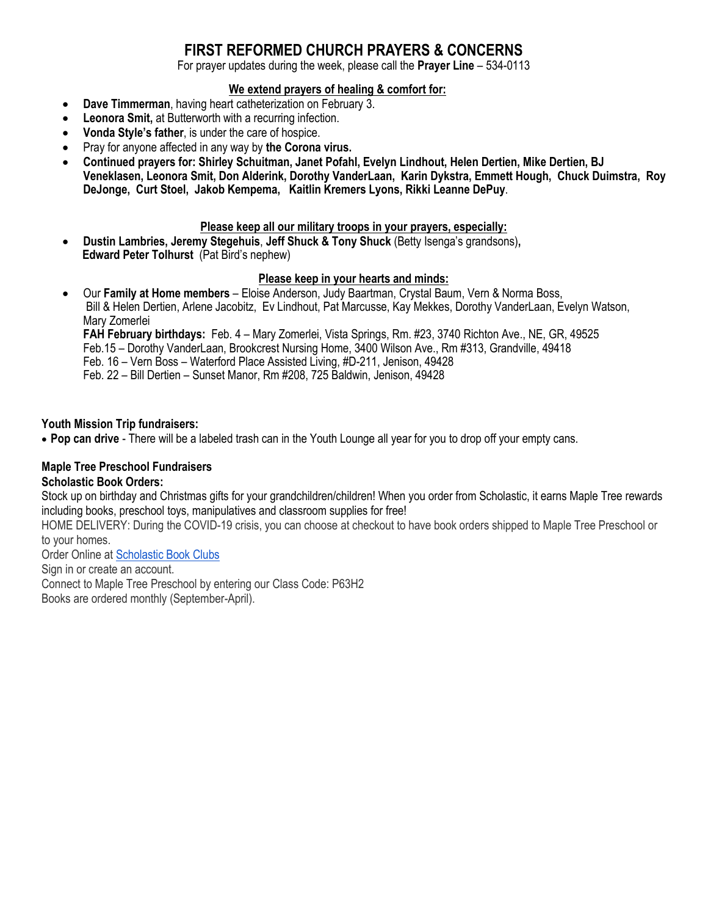# FIRST REFORMED CHURCH PRAYERS & CONCERNS

For prayer updates during the week, please call the **Prayer Line** – 534-0113

## We extend prayers of healing & comfort for:

- **Dave Timmerman**, having heart catheterization on February 3.
- **Leonora Smit,** at Butterworth with a recurring infection.
- **Vonda Style's father**, is under the care of hospice.
- Pray for anyone affected in any way by **the Corona virus.**
- **Continued prayers for: Shirley Schuitman, Janet Pofahl, Evelyn Lindhout, Helen Dertien, Mike Dertien, BJ Veneklasen, Leonora Smit, Don Alderink, Dorothy VanderLaan, Karin Dykstra, Emmett Hough, Chuck Duimstra, Roy DeJonge, Curt Stoel, Jakob Kempema, Kaitlin Kremers Lyons, Rikki Leanne DePuy**.

## Please keep all our military troops in your prayers, especially:

- **Dustin Lambries, Jeremy Stegehuis**, **Jeff Shuck & Tony Shuck** (Betty Isenga's grandsons)**,** **Edward Peter Tolhurst** (Pat Bird's nephew)

## Please keep in your hearts and minds:

- Our **Family at Home members** – Eloise Anderson, Judy Baartman, Crystal Baum, Vern & Norma Boss, Bill & Helen Dertien, Arlene Jacobitz, Ev Lindhout, Pat Marcusse, Kay Mekkes, Dorothy VanderLaan, Evelyn Watson, Mary Zomerlei

  **FAH February birthdays:** Feb. 4 – Mary Zomerlei, Vista Springs, Rm. #23, 3740 Richton Ave., NE, GR, 49525
  Feb.15 – Dorothy VanderLaan, Brookcrest Nursing Home, 3400 Wilson Ave., Rm #313, Grandville, 49418
  Feb. 16 – Vern Boss – Waterford Place Assisted Living, #D-211, Jenison, 49428
  Feb. 22 – Bill Dertien – Sunset Manor, Rm #208, 725 Baldwin, Jenison, 49428

**Youth Mission Trip fundraisers:**

- **Pop can drive** - There will be a labeled trash can in the Youth Lounge all year for you to drop off your empty cans.

**Maple Tree Preschool Fundraisers**

**Scholastic Book Orders:**

Stock up on birthday and Christmas gifts for your grandchildren/children! When you order from Scholastic, it earns Maple Tree rewards including books, preschool toys, manipulatives and classroom supplies for free!

HOME DELIVERY: During the COVID-19 crisis, you can choose at checkout to have book orders shipped to Maple Tree Preschool or to your homes.

Order Online at Scholastic Book Clubs

Sign in or create an account.

Connect to Maple Tree Preschool by entering our Class Code: P63H2

Books are ordered monthly (September-April).